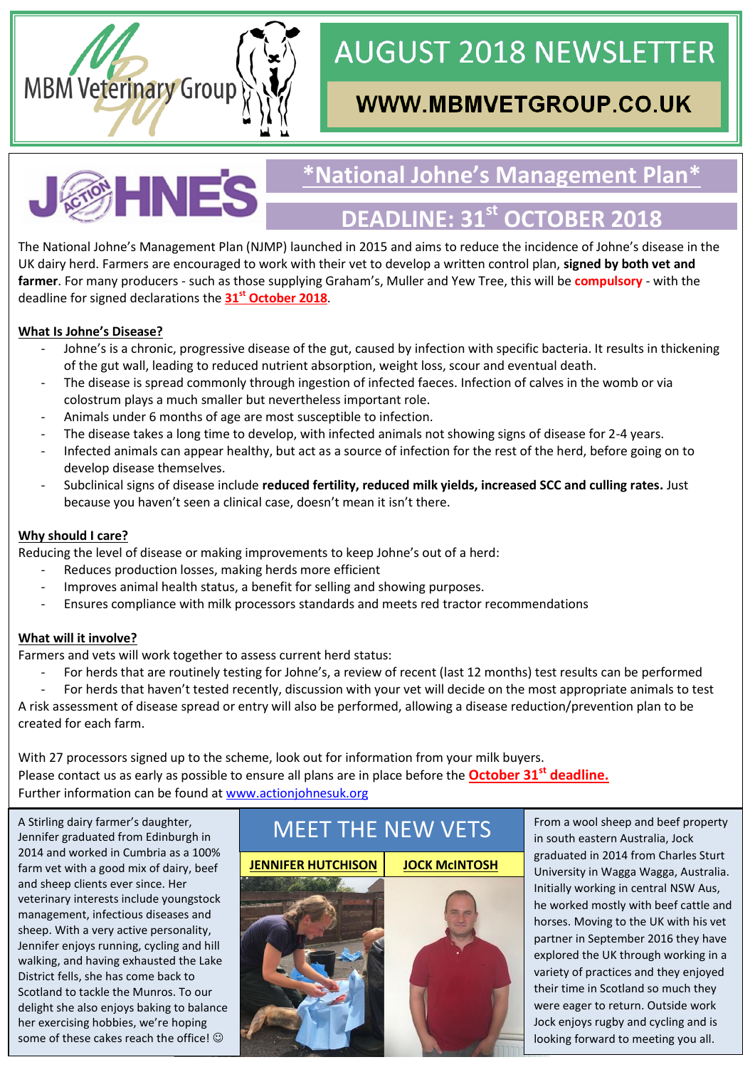MBM Veterinary Group

# AUGUST 2018 NEWSLETTER

WWW.MBMVETGROUP.CO.UK

JOHNE'S ACTION

## *National Johne's Management Plan*

## DEADLINE: 31st OCTOBER 2018

The National Johne's Management Plan (NJMP) launched in 2015 and aims to reduce the incidence of Johne's disease in the UK dairy herd. Farmers are encouraged to work with their vet to develop a written control plan, **signed by both vet and farmer**. For many producers - such as those supplying Graham's, Muller and Yew Tree, this will be **compulsory** - with the deadline for signed declarations the **31st October 2018**.

### What Is Johne's Disease?

- Johne's is a chronic, progressive disease of the gut, caused by infection with specific bacteria. It results in thickening of the gut wall, leading to reduced nutrient absorption, weight loss, scour and eventual death.
- The disease is spread commonly through ingestion of infected faeces. Infection of calves in the womb or via colostrum plays a much smaller but nevertheless important role.
- Animals under 6 months of age are most susceptible to infection.
- The disease takes a long time to develop, with infected animals not showing signs of disease for 2-4 years.
- Infected animals can appear healthy, but act as a source of infection for the rest of the herd, before going on to develop disease themselves.
- Subclinical signs of disease include **reduced fertility, reduced milk yields, increased SCC and culling rates.** Just because you haven't seen a clinical case, doesn't mean it isn't there.

### Why should I care?

Reducing the level of disease or making improvements to keep Johne's out of a herd:

- Reduces production losses, making herds more efficient
- Improves animal health status, a benefit for selling and showing purposes.
- Ensures compliance with milk processors standards and meets red tractor recommendations

### What will it involve?

Farmers and vets will work together to assess current herd status:

- For herds that are routinely testing for Johne's, a review of recent (last 12 months) test results can be performed
- For herds that haven't tested recently, discussion with your vet will decide on the most appropriate animals to test

A risk assessment of disease spread or entry will also be performed, allowing a disease reduction/prevention plan to be created for each farm.

With 27 processors signed up to the scheme, look out for information from your milk buyers.
Please contact us as early as possible to ensure all plans are in place before the **October 31st deadline.**
Further information can be found at www.actionjohnesuk.org

## MEET THE NEW VETS

### JENNIFER HUTCHISON

A Stirling dairy farmer's daughter, Jennifer graduated from Edinburgh in 2014 and worked in Cumbria as a 100% farm vet with a good mix of dairy, beef and sheep clients ever since. Her veterinary interests include youngstock management, infectious diseases and sheep. With a very active personality, Jennifer enjoys running, cycling and hill walking, and having exhausted the Lake District fells, she has come back to Scotland to tackle the Munros. To our delight she also enjoys baking to balance her exercising hobbies, we're hoping some of these cakes reach the office! ☺

### JOCK McINTOSH

From a wool sheep and beef property in south eastern Australia, Jock graduated in 2014 from Charles Sturt University in Wagga Wagga, Australia. Initially working in central NSW Aus, he worked mostly with beef cattle and horses. Moving to the UK with his vet partner in September 2016 they have explored the UK through working in a variety of practices and they enjoyed their time in Scotland so much they were eager to return. Outside work Jock enjoys rugby and cycling and is looking forward to meeting you all.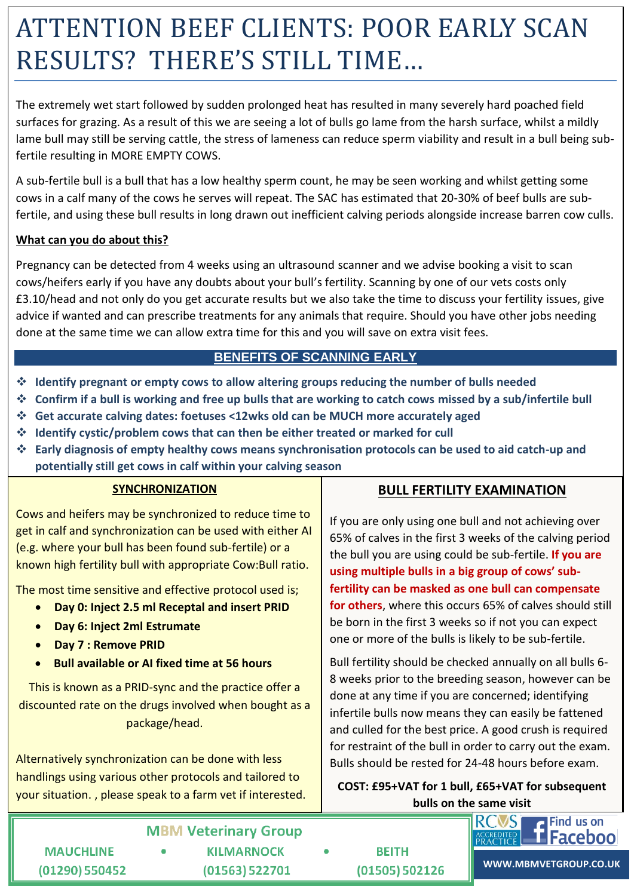# ATTENTION BEEF CLIENTS: POOR EARLY SCAN RESULTS? THERE'S STILL TIME…

The extremely wet start followed by sudden prolonged heat has resulted in many severely hard poached field surfaces for grazing. As a result of this we are seeing a lot of bulls go lame from the harsh surface, whilst a mildly lame bull may still be serving cattle, the stress of lameness can reduce sperm viability and result in a bull being sub-fertile resulting in MORE EMPTY COWS.

A sub-fertile bull is a bull that has a low healthy sperm count, he may be seen working and whilst getting some cows in a calf many of the cows he serves will repeat. The SAC has estimated that 20-30% of beef bulls are sub-fertile, and using these bull results in long drawn out inefficient calving periods alongside increase barren cow culls.

**What can you do about this?**

Pregnancy can be detected from 4 weeks using an ultrasound scanner and we advise booking a visit to scan cows/heifers early if you have any doubts about your bull's fertility. Scanning by one of our vets costs only £3.10/head and not only do you get accurate results but we also take the time to discuss your fertility issues, give advice if wanted and can prescribe treatments for any animals that require. Should you have other jobs needing done at the same time we can allow extra time for this and you will save on extra visit fees.

## BENEFITS OF SCANNING EARLY

- **Identify pregnant or empty cows to allow altering groups reducing the number of bulls needed**
- **Confirm if a bull is working and free up bulls that are working to catch cows missed by a sub/infertile bull**
- **Get accurate calving dates: foetuses <12wks old can be MUCH more accurately aged**
- **Identify cystic/problem cows that can then be either treated or marked for cull**
- **Early diagnosis of empty healthy cows means synchronisation protocols can be used to aid catch-up and potentially still get cows in calf within your calving season**

## SYNCHRONIZATION

Cows and heifers may be synchronized to reduce time to get in calf and synchronization can be used with either AI (e.g. where your bull has been found sub-fertile) or a known high fertility bull with appropriate Cow:Bull ratio.

The most time sensitive and effective protocol used is;

- **Day 0: Inject 2.5 ml Receptal and insert PRID**
- **Day 6: Inject 2ml Estrumate**
- **Day 7 : Remove PRID**
- **Bull available or AI fixed time at 56 hours**

This is known as a PRID-sync and the practice offer a discounted rate on the drugs involved when bought as a package/head.

Alternatively synchronization can be done with less handlings using various other protocols and tailored to your situation. , please speak to a farm vet if interested.

## BULL FERTILITY EXAMINATION

If you are only using one bull and not achieving over 65% of calves in the first 3 weeks of the calving period the bull you are using could be sub-fertile. **If you are using multiple bulls in a big group of cows' sub-fertility can be masked as one bull can compensate for others**, where this occurs 65% of calves should still be born in the first 3 weeks so if not you can expect one or more of the bulls is likely to be sub-fertile.

Bull fertility should be checked annually on all bulls 6-8 weeks prior to the breeding season, however can be done at any time if you are concerned; identifying infertile bulls now means they can easily be fattened and culled for the best price. A good crush is required for restraint of the bull in order to carry out the exam. Bulls should be rested for 24-48 hours before exam.

**COST: £95+VAT for 1 bull, £65+VAT for subsequent bulls on the same visit**

MBM Veterinary Group

MAUCHLINE (01290) 550452 • KILMARNOCK (01563) 522701 • BEITH (01505) 502126

RCVS ACCREDITED PRACTICE

Find us on Faceboo

WWW.MBMVETGROUP.CO.UK